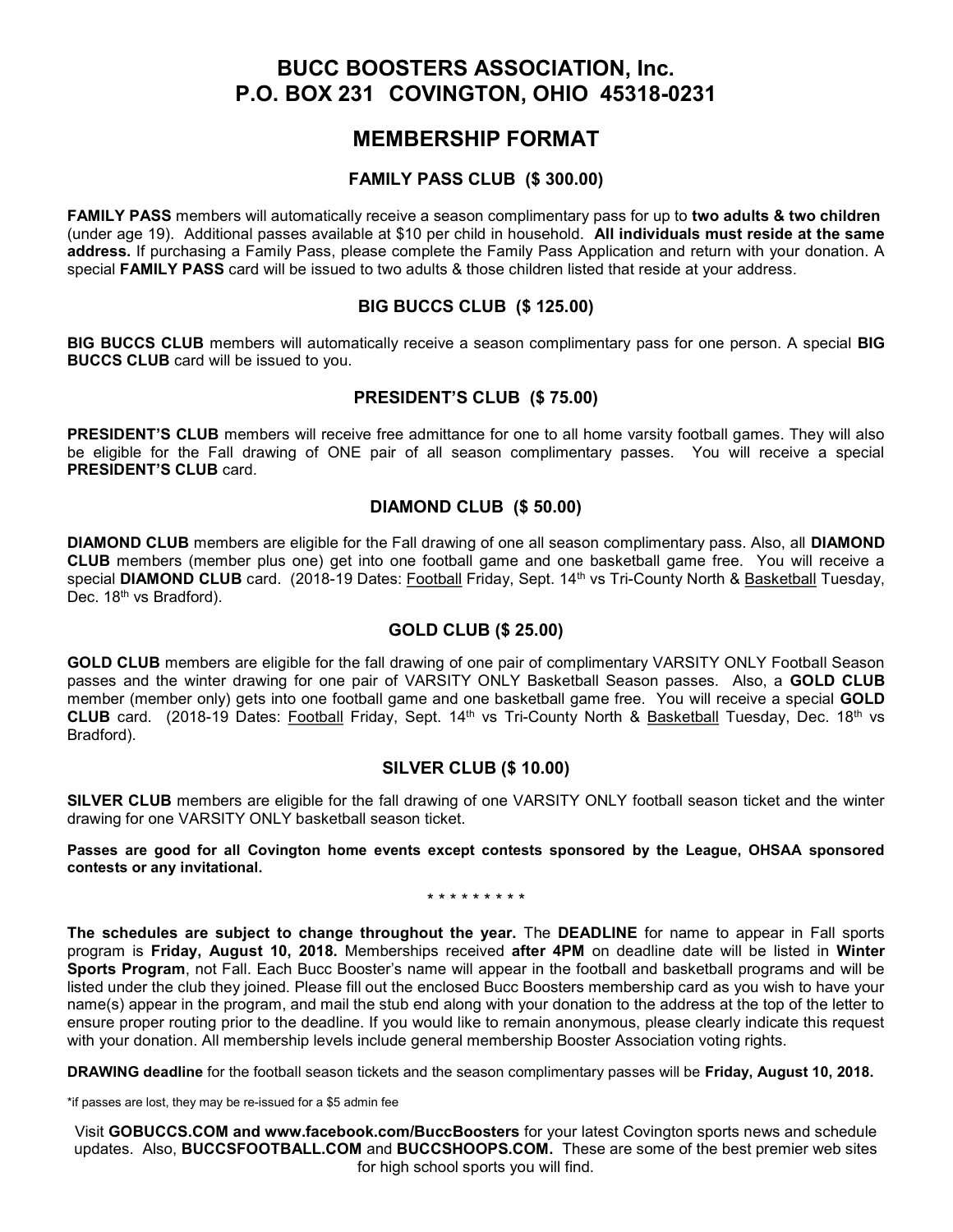# BUCC BOOSTERS ASSOCIATION, Inc.
# P.O. BOX 231 COVINGTON, OHIO 45318-0231

## MEMBERSHIP FORMAT

### FAMILY PASS CLUB ($ 300.00)

**FAMILY PASS** members will automatically receive a season complimentary pass for up to **two adults & two children** (under age 19). Additional passes available at $10 per child in household. **All individuals must reside at the same address.** If purchasing a Family Pass, please complete the Family Pass Application and return with your donation. A special **FAMILY PASS** card will be issued to two adults & those children listed that reside at your address.

### BIG BUCCS CLUB ($ 125.00)

**BIG BUCCS CLUB** members will automatically receive a season complimentary pass for one person. A special **BIG BUCCS CLUB** card will be issued to you.

### PRESIDENT'S CLUB ($ 75.00)

**PRESIDENT'S CLUB** members will receive free admittance for one to all home varsity football games. They will also be eligible for the Fall drawing of ONE pair of all season complimentary passes. You will receive a special **PRESIDENT'S CLUB** card.

### DIAMOND CLUB ($ 50.00)

**DIAMOND CLUB** members are eligible for the Fall drawing of one all season complimentary pass. Also, all **DIAMOND CLUB** members (member plus one) get into one football game and one basketball game free. You will receive a special **DIAMOND CLUB** card. (2018-19 Dates: Football Friday, Sept. 14th vs Tri-County North & Basketball Tuesday, Dec. 18th vs Bradford).

### GOLD CLUB ($ 25.00)

**GOLD CLUB** members are eligible for the fall drawing of one pair of complimentary VARSITY ONLY Football Season passes and the winter drawing for one pair of VARSITY ONLY Basketball Season passes. Also, a **GOLD CLUB** member (member only) gets into one football game and one basketball game free. You will receive a special **GOLD CLUB** card. (2018-19 Dates: Football Friday, Sept. 14th vs Tri-County North & Basketball Tuesday, Dec. 18th vs Bradford).

### SILVER CLUB ($ 10.00)

**SILVER CLUB** members are eligible for the fall drawing of one VARSITY ONLY football season ticket and the winter drawing for one VARSITY ONLY basketball season ticket.

**Passes are good for all Covington home events except contests sponsored by the League, OHSAA sponsored contests or any invitational.**

* * * * * * * * * *

**The schedules are subject to change throughout the year.** The **DEADLINE** for name to appear in Fall sports program is **Friday, August 10, 2018.** Memberships received **after 4PM** on deadline date will be listed in **Winter Sports Program**, not Fall. Each Bucc Booster's name will appear in the football and basketball programs and will be listed under the club they joined. Please fill out the enclosed Bucc Boosters membership card as you wish to have your name(s) appear in the program, and mail the stub end along with your donation to the address at the top of the letter to ensure proper routing prior to the deadline. If you would like to remain anonymous, please clearly indicate this request with your donation. All membership levels include general membership Booster Association voting rights.

**DRAWING deadline** for the football season tickets and the season complimentary passes will be **Friday, August 10, 2018.**

*if passes are lost, they may be re-issued for a $5 admin fee

Visit **GOBUCCS.COM and www.facebook.com/BuccBoosters** for your latest Covington sports news and schedule updates. Also, **BUCCSFOOTBALL.COM** and **BUCCSHOOPS.COM.** These are some of the best premier web sites for high school sports you will find.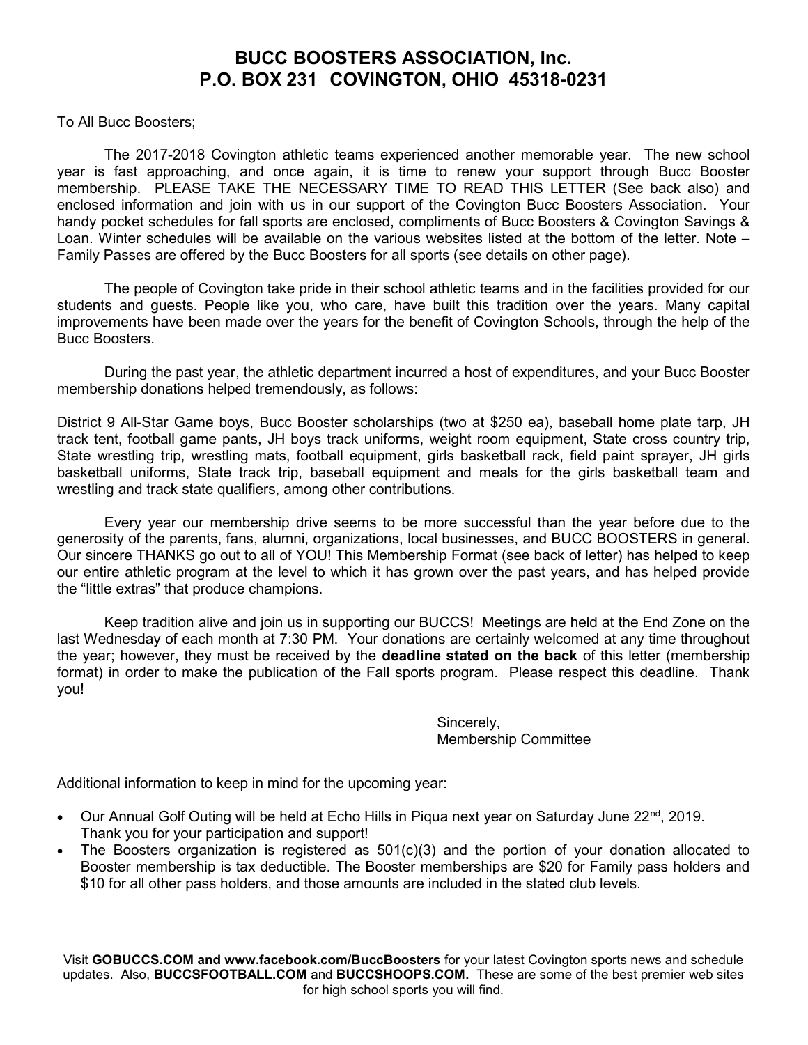# BUCC BOOSTERS ASSOCIATION, Inc.
# P.O. BOX 231 COVINGTON, OHIO 45318-0231

To All Bucc Boosters;

The 2017-2018 Covington athletic teams experienced another memorable year. The new school year is fast approaching, and once again, it is time to renew your support through Bucc Booster membership. PLEASE TAKE THE NECESSARY TIME TO READ THIS LETTER (See back also) and enclosed information and join with us in our support of the Covington Bucc Boosters Association. Your handy pocket schedules for fall sports are enclosed, compliments of Bucc Boosters & Covington Savings & Loan. Winter schedules will be available on the various websites listed at the bottom of the letter. Note – Family Passes are offered by the Bucc Boosters for all sports (see details on other page).

The people of Covington take pride in their school athletic teams and in the facilities provided for our students and guests. People like you, who care, have built this tradition over the years. Many capital improvements have been made over the years for the benefit of Covington Schools, through the help of the Bucc Boosters.

During the past year, the athletic department incurred a host of expenditures, and your Bucc Booster membership donations helped tremendously, as follows:

District 9 All-Star Game boys, Bucc Booster scholarships (two at $250 ea), baseball home plate tarp, JH track tent, football game pants, JH boys track uniforms, weight room equipment, State cross country trip, State wrestling trip, wrestling mats, football equipment, girls basketball rack, field paint sprayer, JH girls basketball uniforms, State track trip, baseball equipment and meals for the girls basketball team and wrestling and track state qualifiers, among other contributions.

Every year our membership drive seems to be more successful than the year before due to the generosity of the parents, fans, alumni, organizations, local businesses, and BUCC BOOSTERS in general. Our sincere THANKS go out to all of YOU! This Membership Format (see back of letter) has helped to keep our entire athletic program at the level to which it has grown over the past years, and has helped provide the “little extras” that produce champions.

Keep tradition alive and join us in supporting our BUCCS! Meetings are held at the End Zone on the last Wednesday of each month at 7:30 PM. Your donations are certainly welcomed at any time throughout the year; however, they must be received by the **deadline stated on the back** of this letter (membership format) in order to make the publication of the Fall sports program. Please respect this deadline. Thank you!

Sincerely,
Membership Committee

Additional information to keep in mind for the upcoming year:

- Our Annual Golf Outing will be held at Echo Hills in Piqua next year on Saturday June 22nd, 2019. Thank you for your participation and support!
- The Boosters organization is registered as 501(c)(3) and the portion of your donation allocated to Booster membership is tax deductible. The Booster memberships are $20 for Family pass holders and $10 for all other pass holders, and those amounts are included in the stated club levels.

Visit **GOBUCCS.COM and www.facebook.com/BuccBoosters** for your latest Covington sports news and schedule updates. Also, **BUCCSFOOTBALL.COM** and **BUCCSHOOPS.COM.** These are some of the best premier web sites for high school sports you will find.